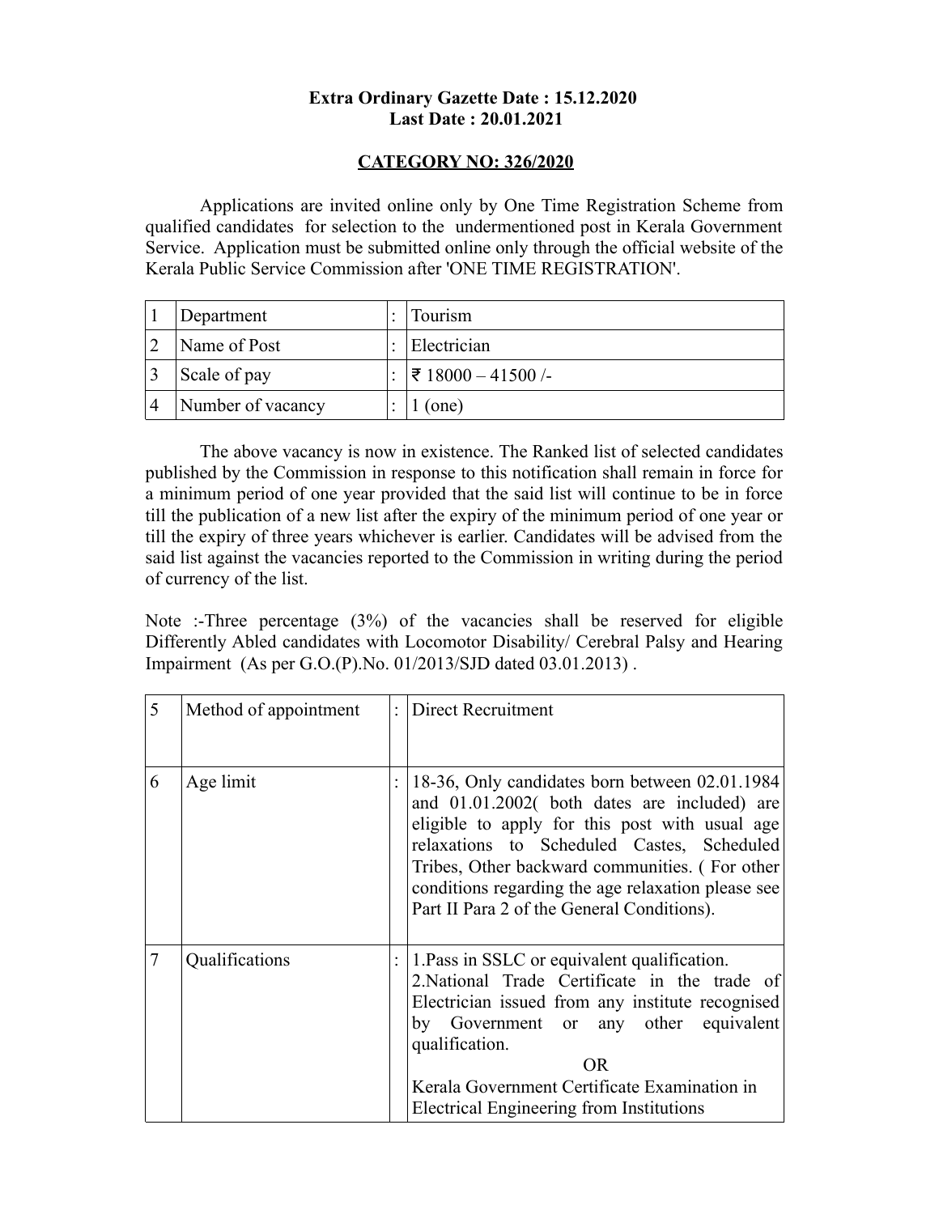**Extra Ordinary Gazette Date : 15.12.2020**
**Last Date : 20.01.2021**

**<u>CATEGORY NO: 326/2020</u>**

Applications are invited online only by One Time Registration Scheme from qualified candidates for selection to the undermentioned post in Kerala Government Service. Application must be submitted online only through the official website of the Kerala Public Service Commission after 'ONE TIME REGISTRATION'.

| | | | |
|---|---|---|---|
| 1 | Department | : | Tourism |
| 2 | Name of Post | : | Electrician |
| 3 | Scale of pay | : | ₹ 18000 – 41500 /- |
| 4 | Number of vacancy | : | 1 (one) |

The above vacancy is now in existence. The Ranked list of selected candidates published by the Commission in response to this notification shall remain in force for a minimum period of one year provided that the said list will continue to be in force till the publication of a new list after the expiry of the minimum period of one year or till the expiry of three years whichever is earlier. Candidates will be advised from the said list against the vacancies reported to the Commission in writing during the period of currency of the list.

Note :-Three percentage (3%) of the vacancies shall be reserved for eligible Differently Abled candidates with Locomotor Disability/ Cerebral Palsy and Hearing Impairment (As per G.O.(P).No. 01/2013/SJD dated 03.01.2013) .

| | | | |
|---|---|---|---|
| 5 | Method of appointment | : | Direct Recruitment |
| 6 | Age limit | : | 18-36, Only candidates born between 02.01.1984 and 01.01.2002( both dates are included) are eligible to apply for this post with usual age relaxations to Scheduled Castes, Scheduled Tribes, Other backward communities. ( For other conditions regarding the age relaxation please see Part II Para 2 of the General Conditions). |
| 7 | Qualifications | : | 1.Pass in SSLC or equivalent qualification.<br>2.National Trade Certificate in the trade of Electrician issued from any institute recognised by Government or any other equivalent qualification.<br>OR<br>Kerala Government Certificate Examination in Electrical Engineering from Institutions |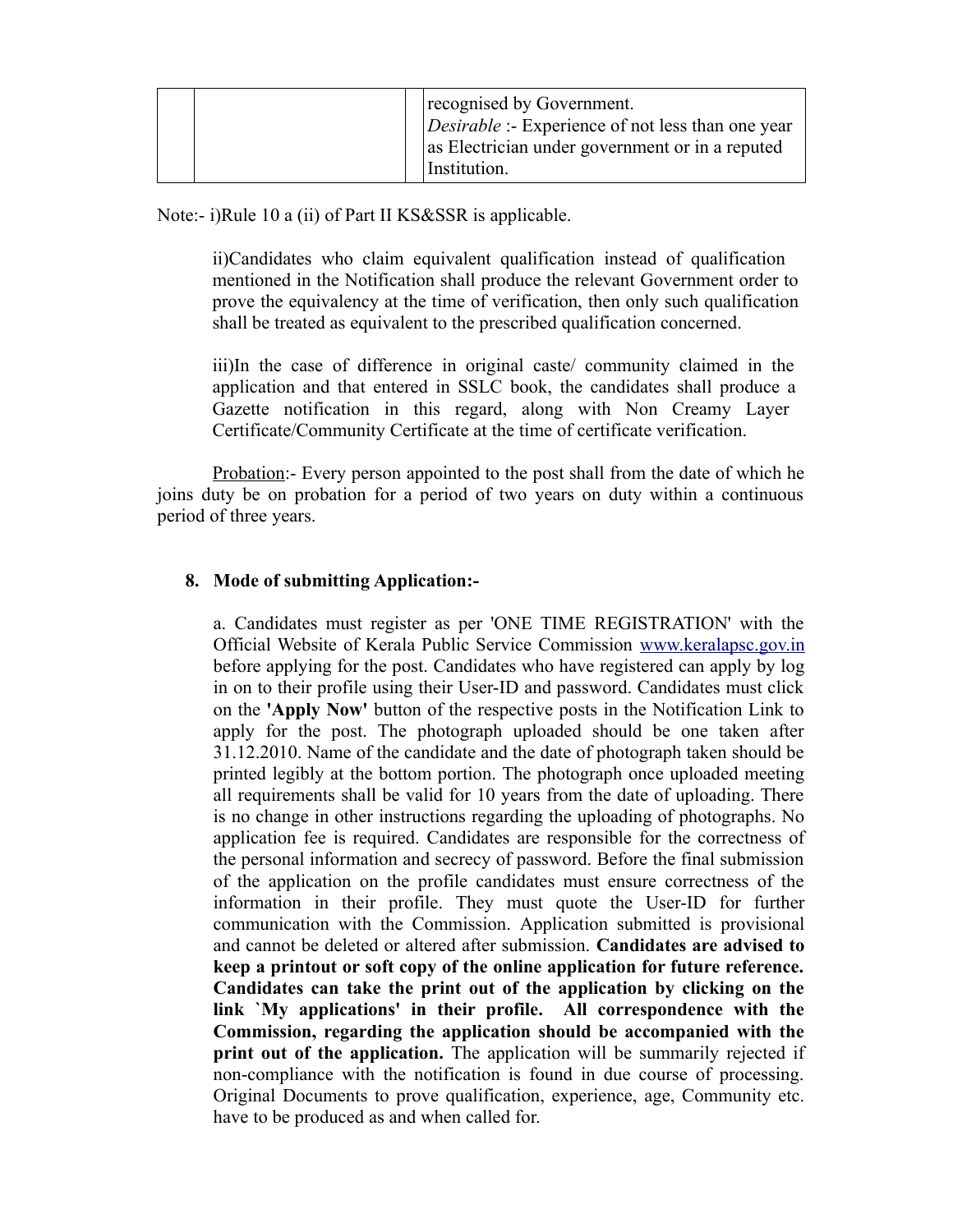|  |  |  | recognised by Government.<br>*Desirable* :- Experience of not less than one year as Electrician under government or in a reputed Institution. |
|---|---|---|---|

Note:- i)Rule 10 a (ii) of Part II KS&SSR is applicable.

ii)Candidates who claim equivalent qualification instead of qualification mentioned in the Notification shall produce the relevant Government order to prove the equivalency at the time of verification, then only such qualification shall be treated as equivalent to the prescribed qualification concerned.

iii)In the case of difference in original caste/ community claimed in the application and that entered in SSLC book, the candidates shall produce a Gazette notification in this regard, along with Non Creamy Layer Certificate/Community Certificate at the time of certificate verification.

Probation:- Every person appointed to the post shall from the date of which he joins duty be on probation for a period of two years on duty within a continuous period of three years.

**8. Mode of submitting Application:-**

a. Candidates must register as per 'ONE TIME REGISTRATION' with the Official Website of Kerala Public Service Commission www.keralapsc.gov.in before applying for the post. Candidates who have registered can apply by log in on to their profile using their User-ID and password. Candidates must click on the **'Apply Now'** button of the respective posts in the Notification Link to apply for the post. The photograph uploaded should be one taken after 31.12.2010. Name of the candidate and the date of photograph taken should be printed legibly at the bottom portion. The photograph once uploaded meeting all requirements shall be valid for 10 years from the date of uploading. There is no change in other instructions regarding the uploading of photographs. No application fee is required. Candidates are responsible for the correctness of the personal information and secrecy of password. Before the final submission of the application on the profile candidates must ensure correctness of the information in their profile. They must quote the User-ID for further communication with the Commission. Application submitted is provisional and cannot be deleted or altered after submission. **Candidates are advised to keep a printout or soft copy of the online application for future reference. Candidates can take the print out of the application by clicking on the link `My applications' in their profile. All correspondence with the Commission, regarding the application should be accompanied with the print out of the application.** The application will be summarily rejected if non-compliance with the notification is found in due course of processing. Original Documents to prove qualification, experience, age, Community etc. have to be produced as and when called for.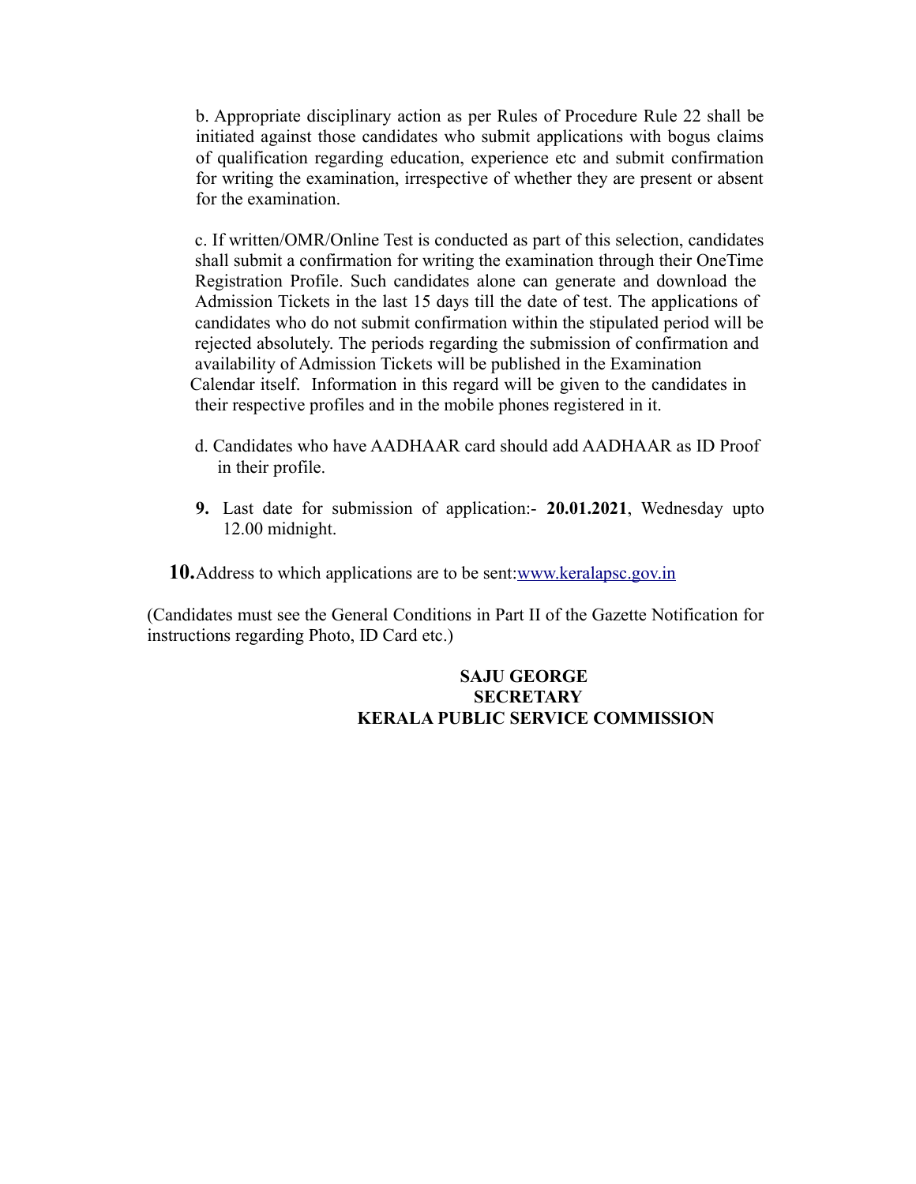b. Appropriate disciplinary action as per Rules of Procedure Rule 22 shall be initiated against those candidates who submit applications with bogus claims of qualification regarding education, experience etc and submit confirmation for writing the examination, irrespective of whether they are present or absent for the examination.

c. If written/OMR/Online Test is conducted as part of this selection, candidates shall submit a confirmation for writing the examination through their OneTime Registration Profile. Such candidates alone can generate and download the Admission Tickets in the last 15 days till the date of test. The applications of candidates who do not submit confirmation within the stipulated period will be rejected absolutely. The periods regarding the submission of confirmation and availability of Admission Tickets will be published in the Examination Calendar itself. Information in this regard will be given to the candidates in their respective profiles and in the mobile phones registered in it.

d. Candidates who have AADHAAR card should add AADHAAR as ID Proof in their profile.

**9.** Last date for submission of application:- **20.01.2021**, Wednesday upto 12.00 midnight.

**10.** Address to which applications are to be sent: www.keralapsc.gov.in

(Candidates must see the General Conditions in Part II of the Gazette Notification for instructions regarding Photo, ID Card etc.)

**SAJU GEORGE**
**SECRETARY**
**KERALA PUBLIC SERVICE COMMISSION**